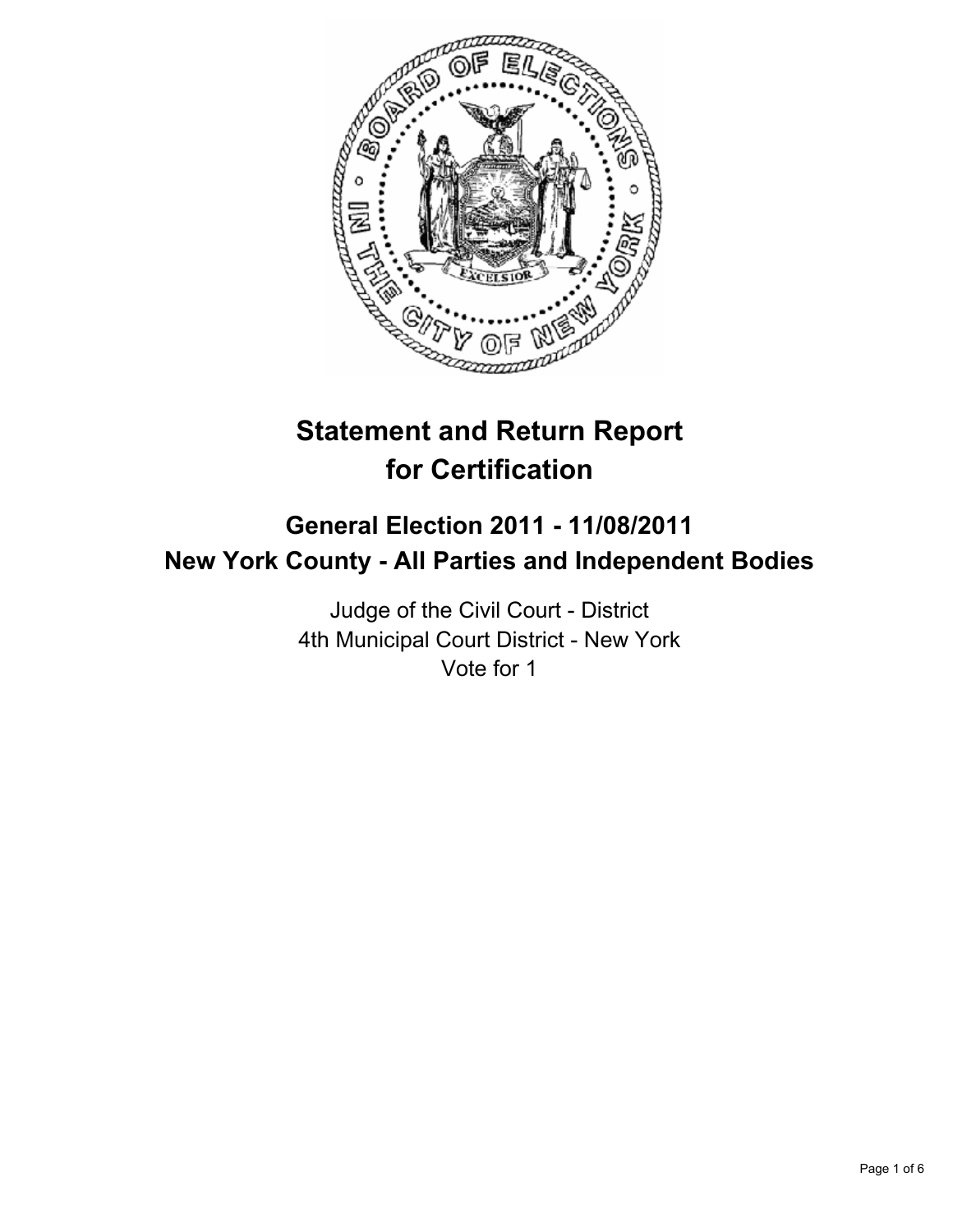# Statement and Return Report for Certification

## General Election 2011 - 11/08/2011
## New York County - All Parties and Independent Bodies

Judge of the Civil Court - District
4th Municipal Court District - New York
Vote for 1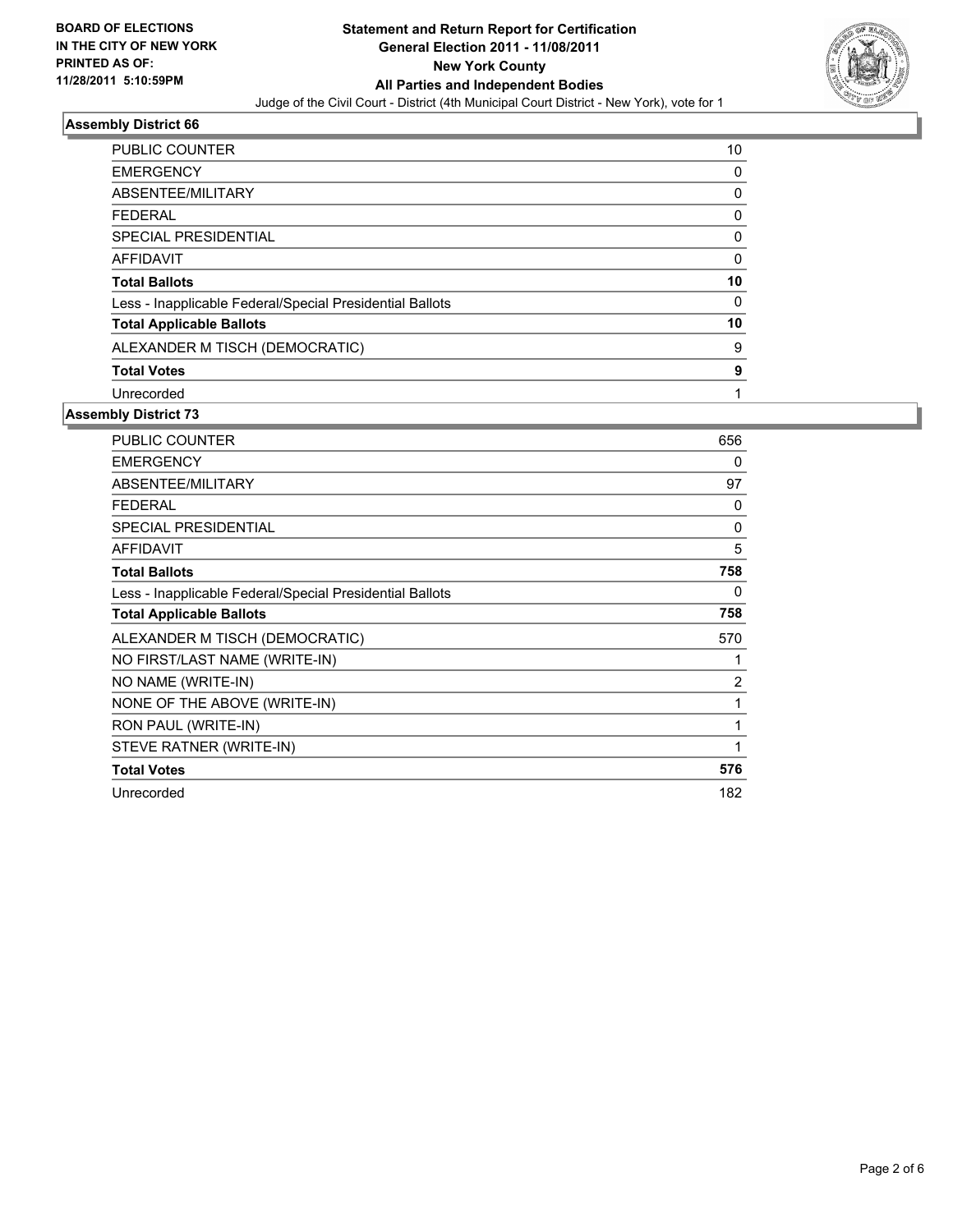**BOARD OF ELECTIONS IN THE CITY OF NEW YORK PRINTED AS OF: 11/28/2011 5:10:59PM**

**Statement and Return Report for Certification**
**General Election 2011 - 11/08/2011**
**New York County**
**All Parties and Independent Bodies**
Judge of the Civil Court - District (4th Municipal Court District - New York), vote for 1

## Assembly District 66

| | |
|---|---|
| PUBLIC COUNTER | 10 |
| EMERGENCY | 0 |
| ABSENTEE/MILITARY | 0 |
| FEDERAL | 0 |
| SPECIAL PRESIDENTIAL | 0 |
| AFFIDAVIT | 0 |
| **Total Ballots** | **10** |
| Less - Inapplicable Federal/Special Presidential Ballots | 0 |
| **Total Applicable Ballots** | **10** |
| ALEXANDER M TISCH (DEMOCRATIC) | 9 |
| **Total Votes** | **9** |
| Unrecorded | 1 |

## Assembly District 73

| | |
|---|---|
| PUBLIC COUNTER | 656 |
| EMERGENCY | 0 |
| ABSENTEE/MILITARY | 97 |
| FEDERAL | 0 |
| SPECIAL PRESIDENTIAL | 0 |
| AFFIDAVIT | 5 |
| **Total Ballots** | **758** |
| Less - Inapplicable Federal/Special Presidential Ballots | 0 |
| **Total Applicable Ballots** | **758** |
| ALEXANDER M TISCH (DEMOCRATIC) | 570 |
| NO FIRST/LAST NAME (WRITE-IN) | 1 |
| NO NAME (WRITE-IN) | 2 |
| NONE OF THE ABOVE (WRITE-IN) | 1 |
| RON PAUL (WRITE-IN) | 1 |
| STEVE RATNER (WRITE-IN) | 1 |
| **Total Votes** | **576** |
| Unrecorded | 182 |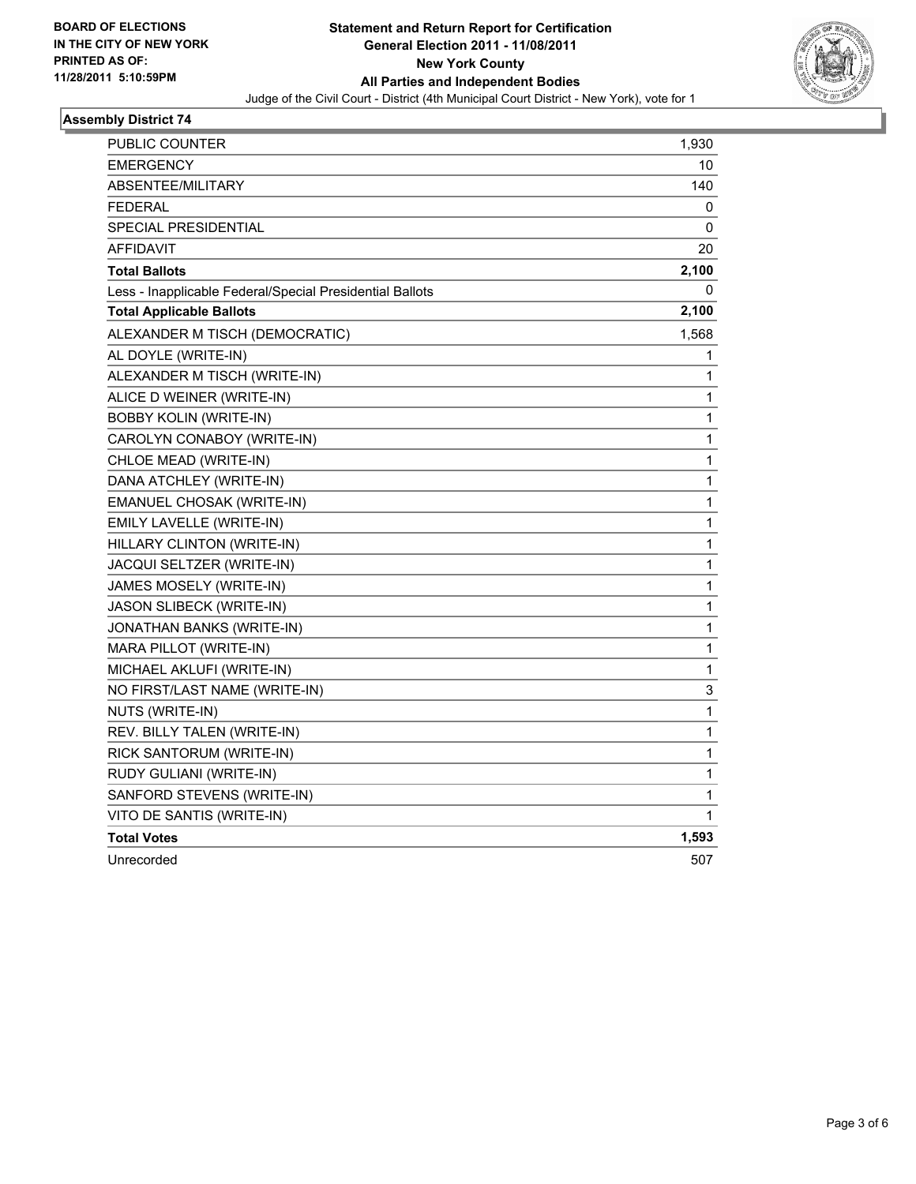**BOARD OF ELECTIONS IN THE CITY OF NEW YORK PRINTED AS OF: 11/28/2011 5:10:59PM**

**Statement and Return Report for Certification**
**General Election 2011 - 11/08/2011**
**New York County**
**All Parties and Independent Bodies**
Judge of the Civil Court - District (4th Municipal Court District - New York), vote for 1

### Assembly District 74

| | |
|---|---|
| PUBLIC COUNTER | 1,930 |
| EMERGENCY | 10 |
| ABSENTEE/MILITARY | 140 |
| FEDERAL | 0 |
| SPECIAL PRESIDENTIAL | 0 |
| AFFIDAVIT | 20 |
| **Total Ballots** | **2,100** |
| Less - Inapplicable Federal/Special Presidential Ballots | 0 |
| **Total Applicable Ballots** | **2,100** |
| ALEXANDER M TISCH (DEMOCRATIC) | 1,568 |
| AL DOYLE (WRITE-IN) | 1 |
| ALEXANDER M TISCH (WRITE-IN) | 1 |
| ALICE D WEINER (WRITE-IN) | 1 |
| BOBBY KOLIN (WRITE-IN) | 1 |
| CAROLYN CONABOY (WRITE-IN) | 1 |
| CHLOE MEAD (WRITE-IN) | 1 |
| DANA ATCHLEY (WRITE-IN) | 1 |
| EMANUEL CHOSAK (WRITE-IN) | 1 |
| EMILY LAVELLE (WRITE-IN) | 1 |
| HILLARY CLINTON (WRITE-IN) | 1 |
| JACQUI SELTZER (WRITE-IN) | 1 |
| JAMES MOSELY (WRITE-IN) | 1 |
| JASON SLIBECK (WRITE-IN) | 1 |
| JONATHAN BANKS (WRITE-IN) | 1 |
| MARA PILLOT (WRITE-IN) | 1 |
| MICHAEL AKLUFI (WRITE-IN) | 1 |
| NO FIRST/LAST NAME (WRITE-IN) | 3 |
| NUTS (WRITE-IN) | 1 |
| REV. BILLY TALEN (WRITE-IN) | 1 |
| RICK SANTORUM (WRITE-IN) | 1 |
| RUDY GULIANI (WRITE-IN) | 1 |
| SANFORD STEVENS (WRITE-IN) | 1 |
| VITO DE SANTIS (WRITE-IN) | 1 |
| **Total Votes** | **1,593** |
| Unrecorded | 507 |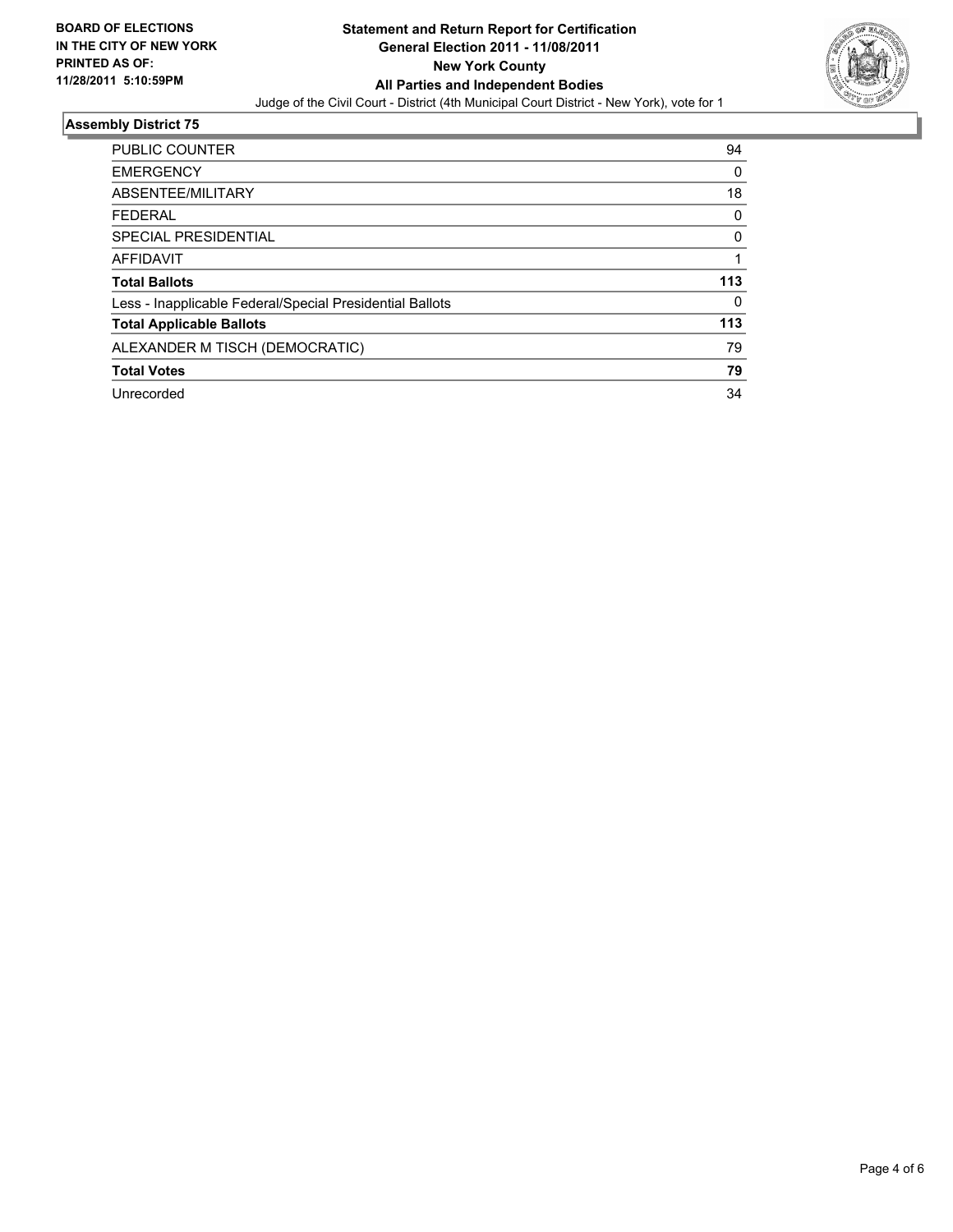**BOARD OF ELECTIONS IN THE CITY OF NEW YORK PRINTED AS OF: 11/28/2011 5:10:59PM**

**Statement and Return Report for Certification**
**General Election 2011 - 11/08/2011**
**New York County**
**All Parties and Independent Bodies**

Judge of the Civil Court - District (4th Municipal Court District - New York), vote for 1

### Assembly District 75

| | |
|---|---|
| PUBLIC COUNTER | 94 |
| EMERGENCY | 0 |
| ABSENTEE/MILITARY | 18 |
| FEDERAL | 0 |
| SPECIAL PRESIDENTIAL | 0 |
| AFFIDAVIT | 1 |
| **Total Ballots** | **113** |
| Less - Inapplicable Federal/Special Presidential Ballots | 0 |
| **Total Applicable Ballots** | **113** |
| ALEXANDER M TISCH (DEMOCRATIC) | 79 |
| **Total Votes** | **79** |
| Unrecorded | 34 |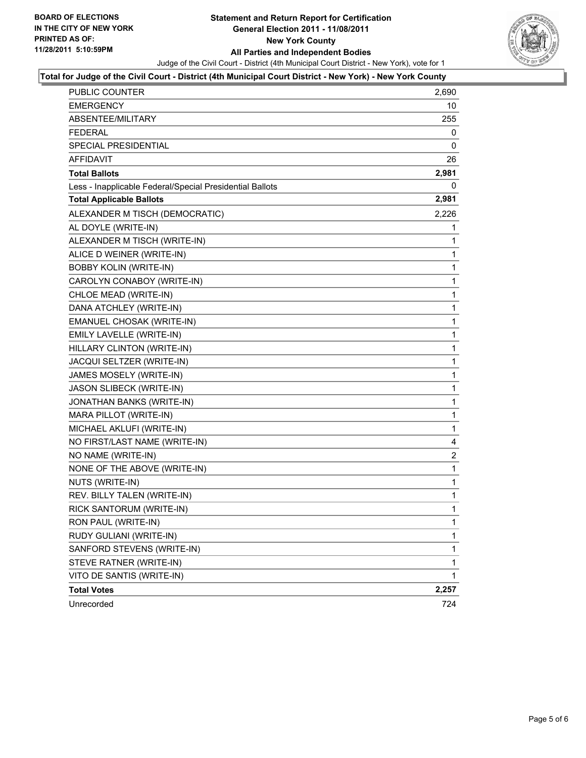**BOARD OF ELECTIONS IN THE CITY OF NEW YORK PRINTED AS OF: 11/28/2011 5:10:59PM**

# Statement and Return Report for Certification
## General Election 2011 - 11/08/2011
## New York County
## All Parties and Independent Bodies

Judge of the Civil Court - District (4th Municipal Court District - New York), vote for 1

**Total for Judge of the Civil Court - District (4th Municipal Court District - New York) - New York County**

| | |
|---|---|
| PUBLIC COUNTER | 2,690 |
| EMERGENCY | 10 |
| ABSENTEE/MILITARY | 255 |
| FEDERAL | 0 |
| SPECIAL PRESIDENTIAL | 0 |
| AFFIDAVIT | 26 |
| **Total Ballots** | **2,981** |
| Less - Inapplicable Federal/Special Presidential Ballots | 0 |
| **Total Applicable Ballots** | **2,981** |
| ALEXANDER M TISCH (DEMOCRATIC) | 2,226 |
| AL DOYLE (WRITE-IN) | 1 |
| ALEXANDER M TISCH (WRITE-IN) | 1 |
| ALICE D WEINER (WRITE-IN) | 1 |
| BOBBY KOLIN (WRITE-IN) | 1 |
| CAROLYN CONABOY (WRITE-IN) | 1 |
| CHLOE MEAD (WRITE-IN) | 1 |
| DANA ATCHLEY (WRITE-IN) | 1 |
| EMANUEL CHOSAK (WRITE-IN) | 1 |
| EMILY LAVELLE (WRITE-IN) | 1 |
| HILLARY CLINTON (WRITE-IN) | 1 |
| JACQUI SELTZER (WRITE-IN) | 1 |
| JAMES MOSELY (WRITE-IN) | 1 |
| JASON SLIBECK (WRITE-IN) | 1 |
| JONATHAN BANKS (WRITE-IN) | 1 |
| MARA PILLOT (WRITE-IN) | 1 |
| MICHAEL AKLUFI (WRITE-IN) | 1 |
| NO FIRST/LAST NAME (WRITE-IN) | 4 |
| NO NAME (WRITE-IN) | 2 |
| NONE OF THE ABOVE (WRITE-IN) | 1 |
| NUTS (WRITE-IN) | 1 |
| REV. BILLY TALEN (WRITE-IN) | 1 |
| RICK SANTORUM (WRITE-IN) | 1 |
| RON PAUL (WRITE-IN) | 1 |
| RUDY GULIANI (WRITE-IN) | 1 |
| SANFORD STEVENS (WRITE-IN) | 1 |
| STEVE RATNER (WRITE-IN) | 1 |
| VITO DE SANTIS (WRITE-IN) | 1 |
| **Total Votes** | **2,257** |
| Unrecorded | 724 |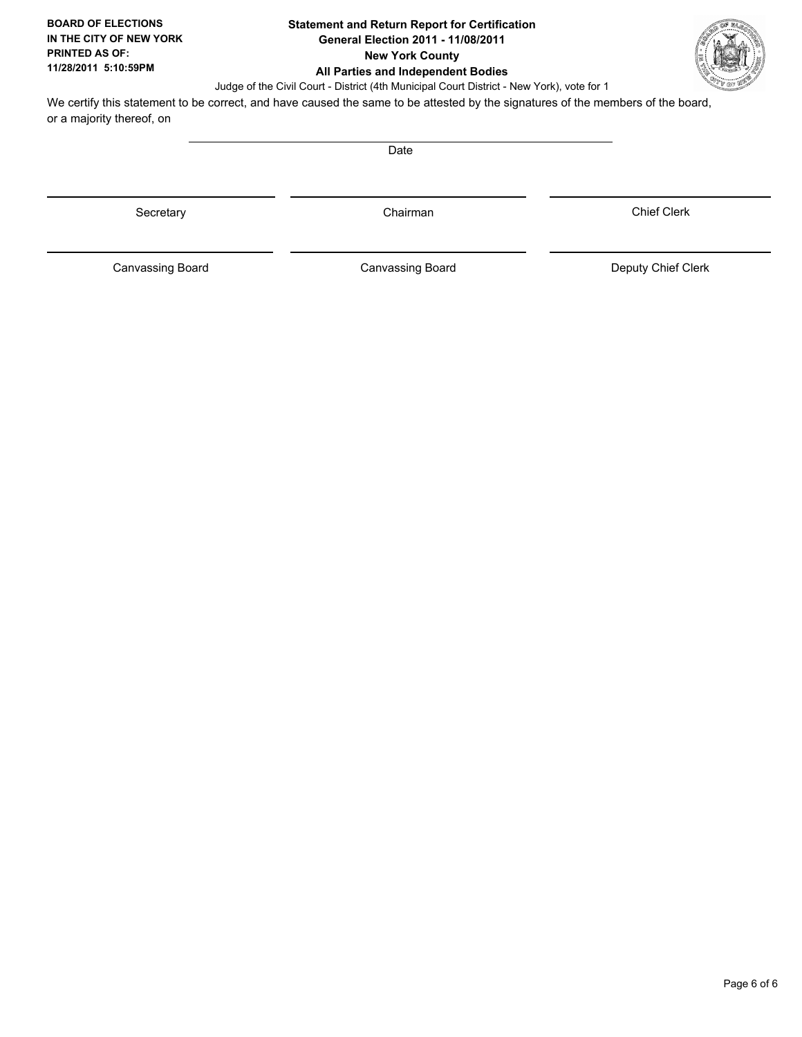**BOARD OF ELECTIONS**
**IN THE CITY OF NEW YORK**
**PRINTED AS OF:**
**11/28/2011 5:10:59PM**

**Statement and Return Report for Certification**
**General Election 2011 - 11/08/2011**
**New York County**
**All Parties and Independent Bodies**

Judge of the Civil Court - District (4th Municipal Court District - New York), vote for 1

We certify this statement to be correct, and have caused the same to be attested by the signatures of the members of the board, or a majority thereof, on

Date

Secretary

Chairman

Chief Clerk

Canvassing Board

Canvassing Board

Deputy Chief Clerk